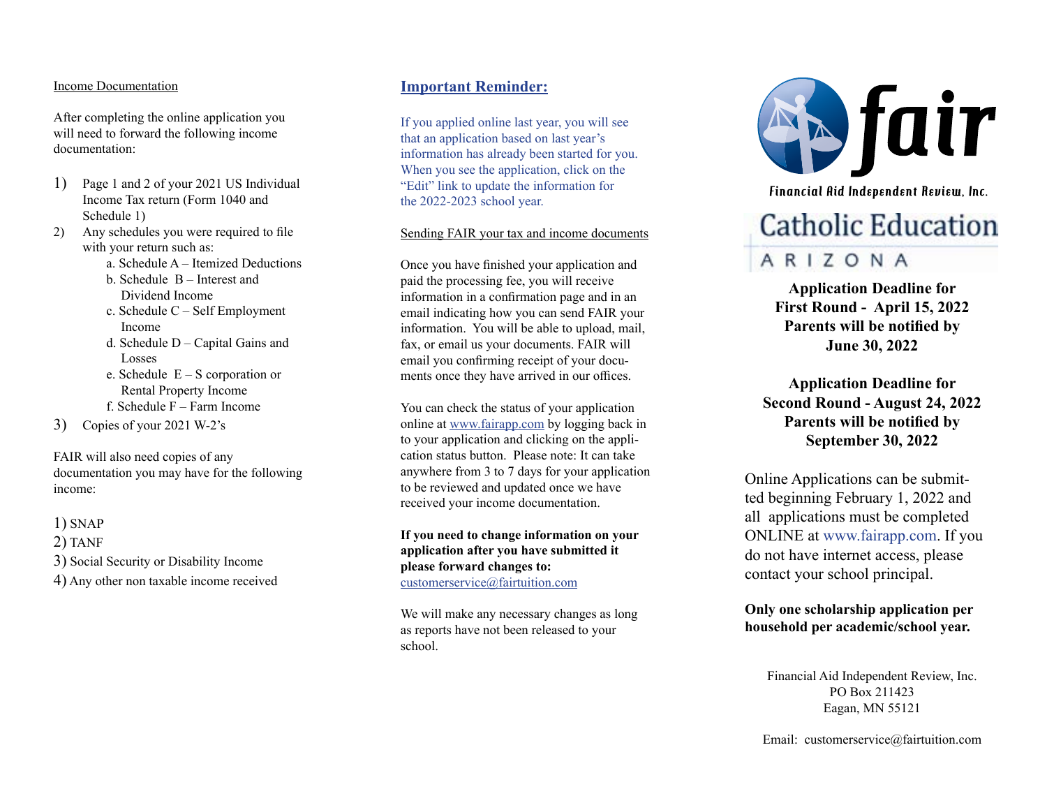## Income Documentation

After completing the online application you will need to forward the following income documentation:

1) Page 1 and 2 of your 2021 US Individual Income Tax return (Form 1040 and Schedule 1)
2) Any schedules you were required to file with your return such as:
   - a. Schedule A – Itemized Deductions
   - b. Schedule B – Interest and Dividend Income
   - c. Schedule C – Self Employment Income
   - d. Schedule D – Capital Gains and Losses
   - e. Schedule E – S corporation or Rental Property Income
   - f. Schedule F – Farm Income
3) Copies of your 2021 W-2's

FAIR will also need copies of any documentation you may have for the following income:

1) SNAP
2) TANF
3) Social Security or Disability Income
4) Any other non taxable income received

## Important Reminder:

If you applied online last year, you will see that an application based on last year's information has already been started for you. When you see the application, click on the "Edit" link to update the information for the 2022-2023 school year.

### Sending FAIR your tax and income documents

Once you have finished your application and paid the processing fee, you will receive information in a confirmation page and in an email indicating how you can send FAIR your information. You will be able to upload, mail, fax, or email us your documents. FAIR will email you confirming receipt of your documents once they have arrived in our offices.

You can check the status of your application online at www.fairapp.com by logging back in to your application and clicking on the application status button. Please note: It can take anywhere from 3 to 7 days for your application to be reviewed and updated once we have received your income documentation.

**If you need to change information on your application after you have submitted it please forward changes to:** customerservice@fairtuition.com

We will make any necessary changes as long as reports have not been released to your school.

# fair

Financial Aid Independent Review, Inc.

# Catholic Education ARIZONA

**Application Deadline for First Round - April 15, 2022 Parents will be notified by June 30, 2022**

**Application Deadline for Second Round - August 24, 2022 Parents will be notified by September 30, 2022**

Online Applications can be submitted beginning February 1, 2022 and all applications must be completed ONLINE at www.fairapp.com. If you do not have internet access, please contact your school principal.

**Only one scholarship application per household per academic/school year.**

Financial Aid Independent Review, Inc.
PO Box 211423
Eagan, MN 55121

Email: customerservice@fairtuition.com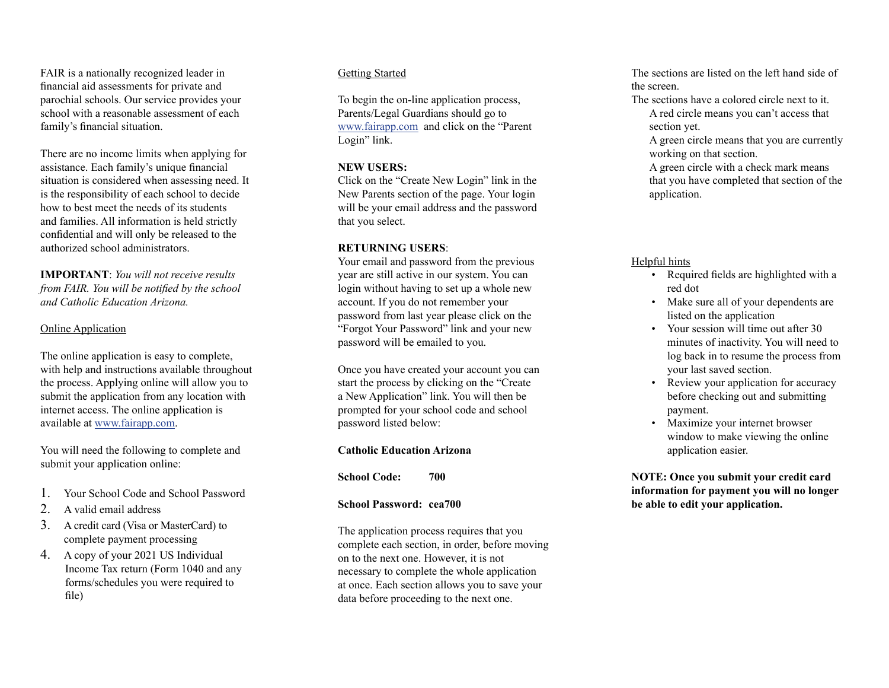FAIR is a nationally recognized leader in financial aid assessments for private and parochial schools. Our service provides your school with a reasonable assessment of each family's financial situation.

There are no income limits when applying for assistance. Each family's unique financial situation is considered when assessing need. It is the responsibility of each school to decide how to best meet the needs of its students and families. All information is held strictly confidential and will only be released to the authorized school administrators.

**IMPORTANT**: *You will not receive results from FAIR. You will be notified by the school and Catholic Education Arizona.*

Online Application

The online application is easy to complete, with help and instructions available throughout the process. Applying online will allow you to submit the application from any location with internet access. The online application is available at www.fairapp.com.

You will need the following to complete and submit your application online:

1. Your School Code and School Password
2. A valid email address
3. A credit card (Visa or MasterCard) to complete payment processing
4. A copy of your 2021 US Individual Income Tax return (Form 1040 and any forms/schedules you were required to file)

Getting Started

To begin the on-line application process, Parents/Legal Guardians should go to www.fairapp.com and click on the "Parent Login" link.

**NEW USERS:**
Click on the "Create New Login" link in the New Parents section of the page. Your login will be your email address and the password that you select.

**RETURNING USERS**:
Your email and password from the previous year are still active in our system. You can login without having to set up a whole new account. If you do not remember your password from last year please click on the "Forgot Your Password" link and your new password will be emailed to you.

Once you have created your account you can start the process by clicking on the "Create a New Application" link. You will then be prompted for your school code and school password listed below:

**Catholic Education Arizona**

**School Code: 700**

**School Password: cea700**

The application process requires that you complete each section, in order, before moving on to the next one. However, it is not necessary to complete the whole application at once. Each section allows you to save your data before proceeding to the next one.

The sections are listed on the left hand side of the screen.
The sections have a colored circle next to it.
A red circle means you can't access that section yet.
A green circle means that you are currently working on that section.
A green circle with a check mark means that you have completed that section of the application.

Helpful hints

- Required fields are highlighted with a red dot
- Make sure all of your dependents are listed on the application
- Your session will time out after 30 minutes of inactivity. You will need to log back in to resume the process from your last saved section.
- Review your application for accuracy before checking out and submitting payment.
- Maximize your internet browser window to make viewing the online application easier.

**NOTE: Once you submit your credit card information for payment you will no longer be able to edit your application.**